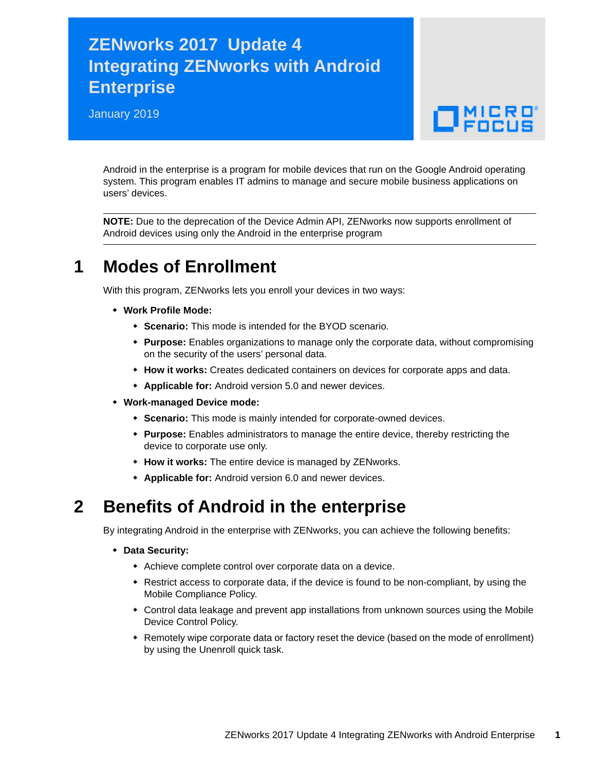# ZENworks 2017 Update 4 Integrating ZENworks with Android Enterprise

January 2019

Android in the enterprise is a program for mobile devices that run on the Google Android operating system. This program enables IT admins to manage and secure mobile business applications on users' devices.

---

**NOTE:** Due to the deprecation of the Device Admin API, ZENworks now supports enrollment of Android devices using only the Android in the enterprise program

---

## 1 Modes of Enrollment

With this program, ZENworks lets you enroll your devices in two ways:

- **Work Profile Mode:**
  - **Scenario:** This mode is intended for the BYOD scenario.
  - **Purpose:** Enables organizations to manage only the corporate data, without compromising on the security of the users' personal data.
  - **How it works:** Creates dedicated containers on devices for corporate apps and data.
  - **Applicable for:** Android version 5.0 and newer devices.
- **Work-managed Device mode:**
  - **Scenario:** This mode is mainly intended for corporate-owned devices.
  - **Purpose:** Enables administrators to manage the entire device, thereby restricting the device to corporate use only.
  - **How it works:** The entire device is managed by ZENworks.
  - **Applicable for:** Android version 6.0 and newer devices.

## 2 Benefits of Android in the enterprise

By integrating Android in the enterprise with ZENworks, you can achieve the following benefits:

- **Data Security:**
  - Achieve complete control over corporate data on a device.
  - Restrict access to corporate data, if the device is found to be non-compliant, by using the Mobile Compliance Policy.
  - Control data leakage and prevent app installations from unknown sources using the Mobile Device Control Policy.
  - Remotely wipe corporate data or factory reset the device (based on the mode of enrollment) by using the Unenroll quick task.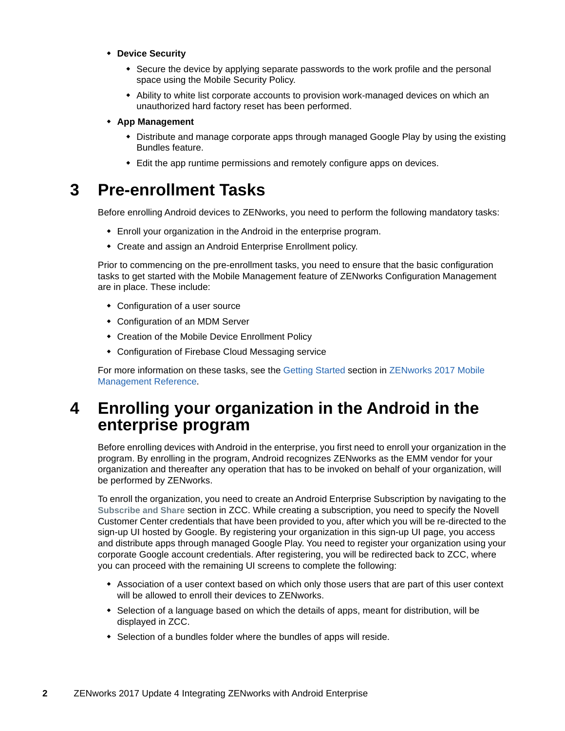- **Device Security**
  - Secure the device by applying separate passwords to the work profile and the personal space using the Mobile Security Policy.
  - Ability to white list corporate accounts to provision work-managed devices on which an unauthorized hard factory reset has been performed.
- **App Management**
  - Distribute and manage corporate apps through managed Google Play by using the existing Bundles feature.
  - Edit the app runtime permissions and remotely configure apps on devices.

# 3 Pre-enrollment Tasks

Before enrolling Android devices to ZENworks, you need to perform the following mandatory tasks:

- Enroll your organization in the Android in the enterprise program.
- Create and assign an Android Enterprise Enrollment policy.

Prior to commencing on the pre-enrollment tasks, you need to ensure that the basic configuration tasks to get started with the Mobile Management feature of ZENworks Configuration Management are in place. These include:

- Configuration of a user source
- Configuration of an MDM Server
- Creation of the Mobile Device Enrollment Policy
- Configuration of Firebase Cloud Messaging service

For more information on these tasks, see the Getting Started section in ZENworks 2017 Mobile Management Reference.

# 4 Enrolling your organization in the Android in the enterprise program

Before enrolling devices with Android in the enterprise, you first need to enroll your organization in the program. By enrolling in the program, Android recognizes ZENworks as the EMM vendor for your organization and thereafter any operation that has to be invoked on behalf of your organization, will be performed by ZENworks.

To enroll the organization, you need to create an Android Enterprise Subscription by navigating to the **Subscribe and Share** section in ZCC. While creating a subscription, you need to specify the Novell Customer Center credentials that have been provided to you, after which you will be re-directed to the sign-up UI hosted by Google. By registering your organization in this sign-up UI page, you access and distribute apps through managed Google Play. You need to register your organization using your corporate Google account credentials. After registering, you will be redirected back to ZCC, where you can proceed with the remaining UI screens to complete the following:

- Association of a user context based on which only those users that are part of this user context will be allowed to enroll their devices to ZENworks.
- Selection of a language based on which the details of apps, meant for distribution, will be displayed in ZCC.
- Selection of a bundles folder where the bundles of apps will reside.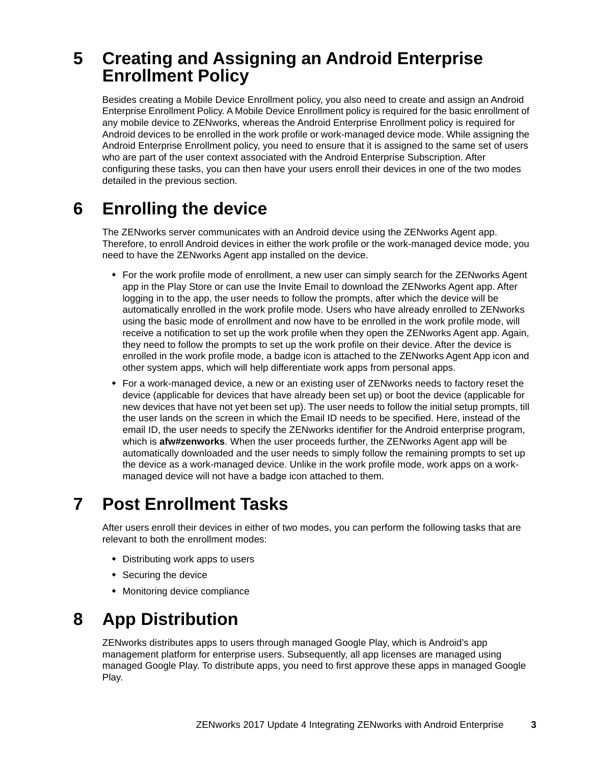# 5 Creating and Assigning an Android Enterprise Enrollment Policy

Besides creating a Mobile Device Enrollment policy, you also need to create and assign an Android Enterprise Enrollment Policy. A Mobile Device Enrollment policy is required for the basic enrollment of any mobile device to ZENworks, whereas the Android Enterprise Enrollment policy is required for Android devices to be enrolled in the work profile or work-managed device mode. While assigning the Android Enterprise Enrollment policy, you need to ensure that it is assigned to the same set of users who are part of the user context associated with the Android Enterprise Subscription. After configuring these tasks, you can then have your users enroll their devices in one of the two modes detailed in the previous section.

# 6 Enrolling the device

The ZENworks server communicates with an Android device using the ZENworks Agent app. Therefore, to enroll Android devices in either the work profile or the work-managed device mode, you need to have the ZENworks Agent app installed on the device.

- For the work profile mode of enrollment, a new user can simply search for the ZENworks Agent app in the Play Store or can use the Invite Email to download the ZENworks Agent app. After logging in to the app, the user needs to follow the prompts, after which the device will be automatically enrolled in the work profile mode. Users who have already enrolled to ZENworks using the basic mode of enrollment and now have to be enrolled in the work profile mode, will receive a notification to set up the work profile when they open the ZENworks Agent app. Again, they need to follow the prompts to set up the work profile on their device. After the device is enrolled in the work profile mode, a badge icon is attached to the ZENworks Agent App icon and other system apps, which will help differentiate work apps from personal apps.
- For a work-managed device, a new or an existing user of ZENworks needs to factory reset the device (applicable for devices that have already been set up) or boot the device (applicable for new devices that have not yet been set up). The user needs to follow the initial setup prompts, till the user lands on the screen in which the Email ID needs to be specified. Here, instead of the email ID, the user needs to specify the ZENworks identifier for the Android enterprise program, which is **afw#zenworks**. When the user proceeds further, the ZENworks Agent app will be automatically downloaded and the user needs to simply follow the remaining prompts to set up the device as a work-managed device. Unlike in the work profile mode, work apps on a work-managed device will not have a badge icon attached to them.

# 7 Post Enrollment Tasks

After users enroll their devices in either of two modes, you can perform the following tasks that are relevant to both the enrollment modes:

- Distributing work apps to users
- Securing the device
- Monitoring device compliance

# 8 App Distribution

ZENworks distributes apps to users through managed Google Play, which is Android's app management platform for enterprise users. Subsequently, all app licenses are managed using managed Google Play. To distribute apps, you need to first approve these apps in managed Google Play.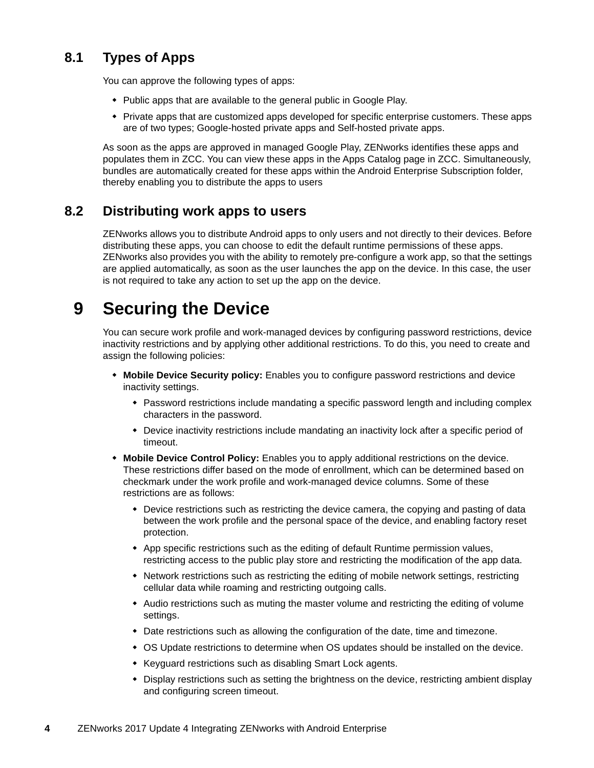## 8.1 Types of Apps

You can approve the following types of apps:

- Public apps that are available to the general public in Google Play.
- Private apps that are customized apps developed for specific enterprise customers. These apps are of two types; Google-hosted private apps and Self-hosted private apps.

As soon as the apps are approved in managed Google Play, ZENworks identifies these apps and populates them in ZCC. You can view these apps in the Apps Catalog page in ZCC. Simultaneously, bundles are automatically created for these apps within the Android Enterprise Subscription folder, thereby enabling you to distribute the apps to users

## 8.2 Distributing work apps to users

ZENworks allows you to distribute Android apps to only users and not directly to their devices. Before distributing these apps, you can choose to edit the default runtime permissions of these apps. ZENworks also provides you with the ability to remotely pre-configure a work app, so that the settings are applied automatically, as soon as the user launches the app on the device. In this case, the user is not required to take any action to set up the app on the device.

# 9 Securing the Device

You can secure work profile and work-managed devices by configuring password restrictions, device inactivity restrictions and by applying other additional restrictions. To do this, you need to create and assign the following policies:

- **Mobile Device Security policy:** Enables you to configure password restrictions and device inactivity settings.
  - Password restrictions include mandating a specific password length and including complex characters in the password.
  - Device inactivity restrictions include mandating an inactivity lock after a specific period of timeout.
- **Mobile Device Control Policy:** Enables you to apply additional restrictions on the device. These restrictions differ based on the mode of enrollment, which can be determined based on checkmark under the work profile and work-managed device columns. Some of these restrictions are as follows:
  - Device restrictions such as restricting the device camera, the copying and pasting of data between the work profile and the personal space of the device, and enabling factory reset protection.
  - App specific restrictions such as the editing of default Runtime permission values, restricting access to the public play store and restricting the modification of the app data.
  - Network restrictions such as restricting the editing of mobile network settings, restricting cellular data while roaming and restricting outgoing calls.
  - Audio restrictions such as muting the master volume and restricting the editing of volume settings.
  - Date restrictions such as allowing the configuration of the date, time and timezone.
  - OS Update restrictions to determine when OS updates should be installed on the device.
  - Keyguard restrictions such as disabling Smart Lock agents.
  - Display restrictions such as setting the brightness on the device, restricting ambient display and configuring screen timeout.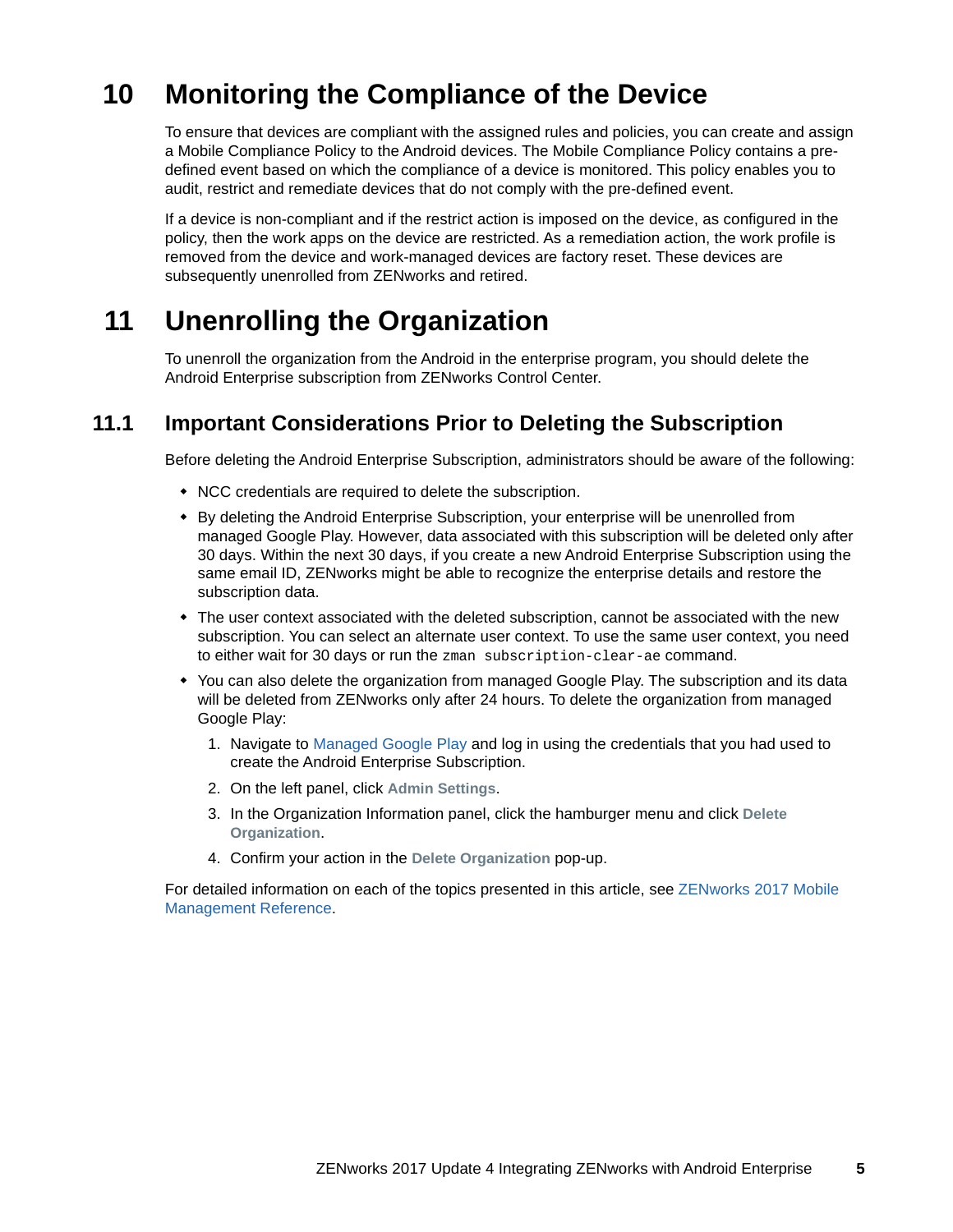# 10 Monitoring the Compliance of the Device

To ensure that devices are compliant with the assigned rules and policies, you can create and assign a Mobile Compliance Policy to the Android devices. The Mobile Compliance Policy contains a pre-defined event based on which the compliance of a device is monitored. This policy enables you to audit, restrict and remediate devices that do not comply with the pre-defined event.

If a device is non-compliant and if the restrict action is imposed on the device, as configured in the policy, then the work apps on the device are restricted. As a remediation action, the work profile is removed from the device and work-managed devices are factory reset. These devices are subsequently unenrolled from ZENworks and retired.

# 11 Unenrolling the Organization

To unenroll the organization from the Android in the enterprise program, you should delete the Android Enterprise subscription from ZENworks Control Center.

## 11.1 Important Considerations Prior to Deleting the Subscription

Before deleting the Android Enterprise Subscription, administrators should be aware of the following:

- NCC credentials are required to delete the subscription.
- By deleting the Android Enterprise Subscription, your enterprise will be unenrolled from managed Google Play. However, data associated with this subscription will be deleted only after 30 days. Within the next 30 days, if you create a new Android Enterprise Subscription using the same email ID, ZENworks might be able to recognize the enterprise details and restore the subscription data.
- The user context associated with the deleted subscription, cannot be associated with the new subscription. You can select an alternate user context. To use the same user context, you need to either wait for 30 days or run the `zman subscription-clear-ae` command.
- You can also delete the organization from managed Google Play. The subscription and its data will be deleted from ZENworks only after 24 hours. To delete the organization from managed Google Play:
  1. Navigate to Managed Google Play and log in using the credentials that you had used to create the Android Enterprise Subscription.
  2. On the left panel, click **Admin Settings**.
  3. In the Organization Information panel, click the hamburger menu and click **Delete Organization**.
  4. Confirm your action in the **Delete Organization** pop-up.

For detailed information on each of the topics presented in this article, see ZENworks 2017 Mobile Management Reference.